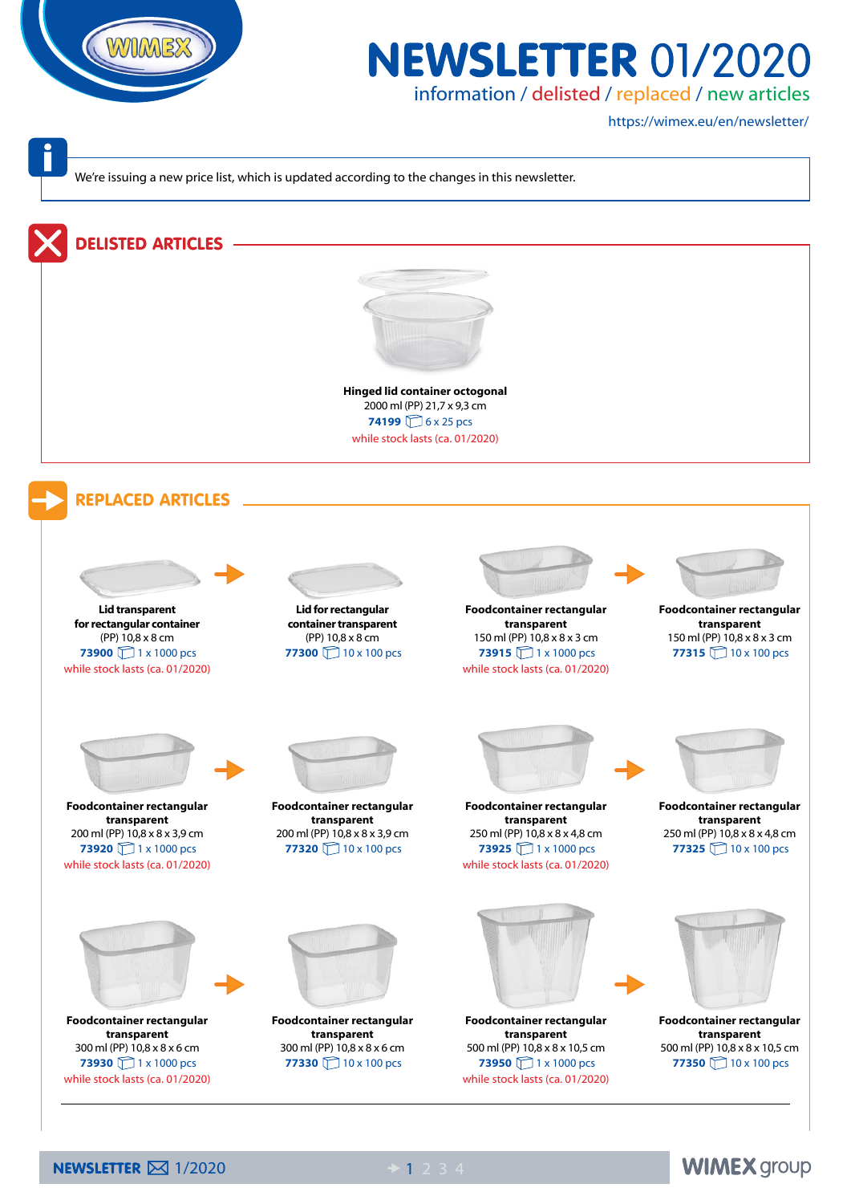# NEWSLETTER 01/2020

information / delisted / replaced / new articles

https://wimex.eu/en/newsletter/

We're issuing a new price list, which is updated according to the changes in this newsletter.

## DELISTED ARTICLES

**Hinged lid container octogonal**
2000 ml (PP) 21,7 x 9,3 cm
**74199** 6 x 25 pcs
while stock lasts (ca. 01/2020)

## REPLACED ARTICLES

**Lid transparent for rectangular container**
(PP) 10,8 x 8 cm
**73900** 1 x 1000 pcs
while stock lasts (ca. 01/2020)

→

**Lid for rectangular container transparent**
(PP) 10,8 x 8 cm
**77300** 10 x 100 pcs

**Foodcontainer rectangular transparent**
150 ml (PP) 10,8 x 8 x 3 cm
**73915** 1 x 1000 pcs
while stock lasts (ca. 01/2020)

→

**Foodcontainer rectangular transparent**
150 ml (PP) 10,8 x 8 x 3 cm
**77315** 10 x 100 pcs

**Foodcontainer rectangular transparent**
200 ml (PP) 10,8 x 8 x 3,9 cm
**73920** 1 x 1000 pcs
while stock lasts (ca. 01/2020)

→

**Foodcontainer rectangular transparent**
200 ml (PP) 10,8 x 8 x 3,9 cm
**77320** 10 x 100 pcs

**Foodcontainer rectangular transparent**
250 ml (PP) 10,8 x 8 x 4,8 cm
**73925** 1 x 1000 pcs
while stock lasts (ca. 01/2020)

→

**Foodcontainer rectangular transparent**
250 ml (PP) 10,8 x 8 x 4,8 cm
**77325** 10 x 100 pcs

**Foodcontainer rectangular transparent**
300 ml (PP) 10,8 x 8 x 6 cm
**73930** 1 x 1000 pcs
while stock lasts (ca. 01/2020)

→

**Foodcontainer rectangular transparent**
300 ml (PP) 10,8 x 8 x 6 cm
**77330** 10 x 100 pcs

**Foodcontainer rectangular transparent**
500 ml (PP) 10,8 x 8 x 10,5 cm
**73950** 1 x 1000 pcs
while stock lasts (ca. 01/2020)

→

**Foodcontainer rectangular transparent**
500 ml (PP) 10,8 x 8 x 10,5 cm
**77350** 10 x 100 pcs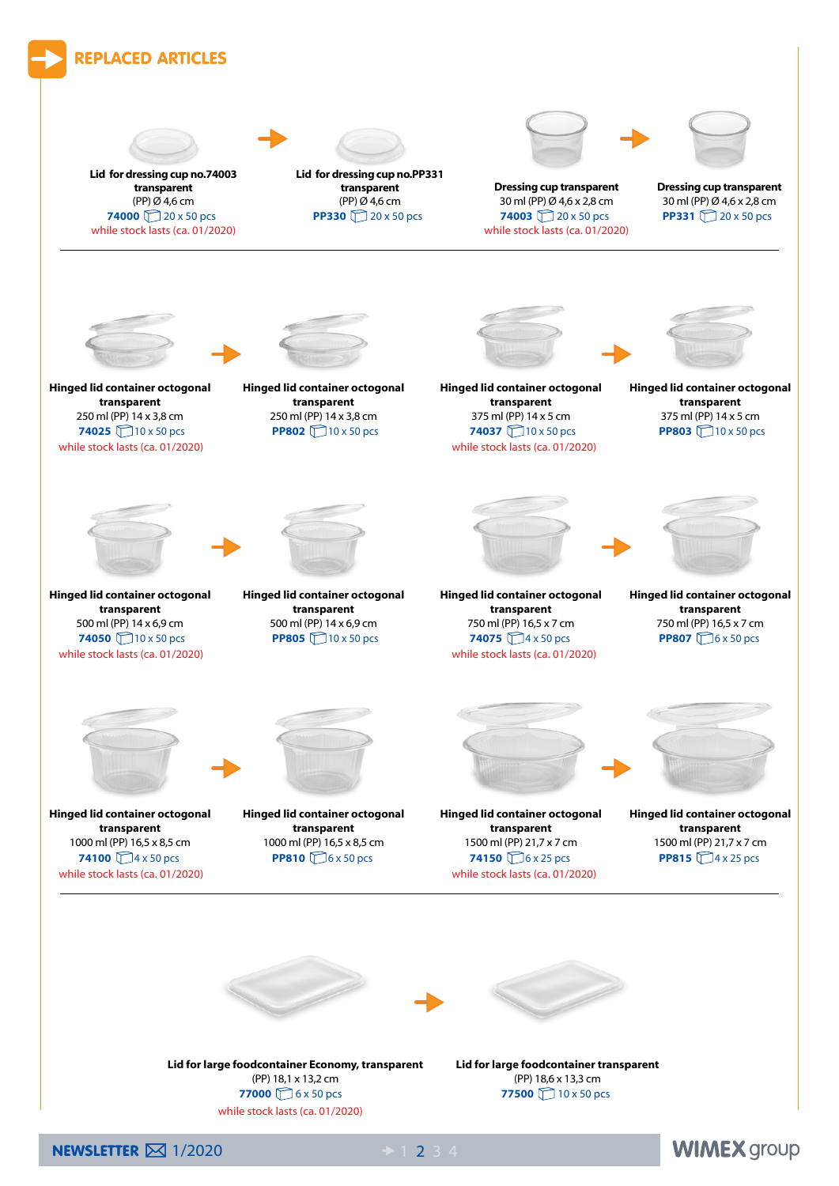# REPLACED ARTICLES

**Lid for dressing cup no.74003 transparent**
(PP) Ø 4,6 cm
**74000** 20 x 50 pcs
while stock lasts (ca. 01/2020)

→

**Lid for dressing cup no.PP331 transparent**
(PP) Ø 4,6 cm
**PP330** 20 x 50 pcs

**Dressing cup transparent**
30 ml (PP) Ø 4,6 x 2,8 cm
**74003** 20 x 50 pcs
while stock lasts (ca. 01/2020)

→

**Dressing cup transparent**
30 ml (PP) Ø 4,6 x 2,8 cm
**PP331** 20 x 50 pcs

---

**Hinged lid container octogonal transparent**
250 ml (PP) 14 x 3,8 cm
**74025** 10 x 50 pcs
while stock lasts (ca. 01/2020)

→

**Hinged lid container octogonal transparent**
250 ml (PP) 14 x 3,8 cm
**PP802** 10 x 50 pcs

**Hinged lid container octogonal transparent**
375 ml (PP) 14 x 5 cm
**74037** 10 x 50 pcs
while stock lasts (ca. 01/2020)

→

**Hinged lid container octogonal transparent**
375 ml (PP) 14 x 5 cm
**PP803** 10 x 50 pcs

**Hinged lid container octogonal transparent**
500 ml (PP) 14 x 6,9 cm
**74050** 10 x 50 pcs
while stock lasts (ca. 01/2020)

→

**Hinged lid container octogonal transparent**
500 ml (PP) 14 x 6,9 cm
**PP805** 10 x 50 pcs

**Hinged lid container octogonal transparent**
750 ml (PP) 16,5 x 7 cm
**74075** 4 x 50 pcs
while stock lasts (ca. 01/2020)

→

**Hinged lid container octogonal transparent**
750 ml (PP) 16,5 x 7 cm
**PP807** 6 x 50 pcs

**Hinged lid container octogonal transparent**
1000 ml (PP) 16,5 x 8,5 cm
**74100** 4 x 50 pcs
while stock lasts (ca. 01/2020)

→

**Hinged lid container octogonal transparent**
1000 ml (PP) 16,5 x 8,5 cm
**PP810** 6 x 50 pcs

**Hinged lid container octogonal transparent**
1500 ml (PP) 21,7 x 7 cm
**74150** 6 x 25 pcs
while stock lasts (ca. 01/2020)

→

**Hinged lid container octogonal transparent**
1500 ml (PP) 21,7 x 7 cm
**PP815** 4 x 25 pcs

---

**Lid for large foodcontainer Economy, transparent**
(PP) 18,1 x 13,2 cm
**77000** 6 x 50 pcs
while stock lasts (ca. 01/2020)

→

**Lid for large foodcontainer transparent**
(PP) 18,6 x 13,3 cm
**77500** 10 x 50 pcs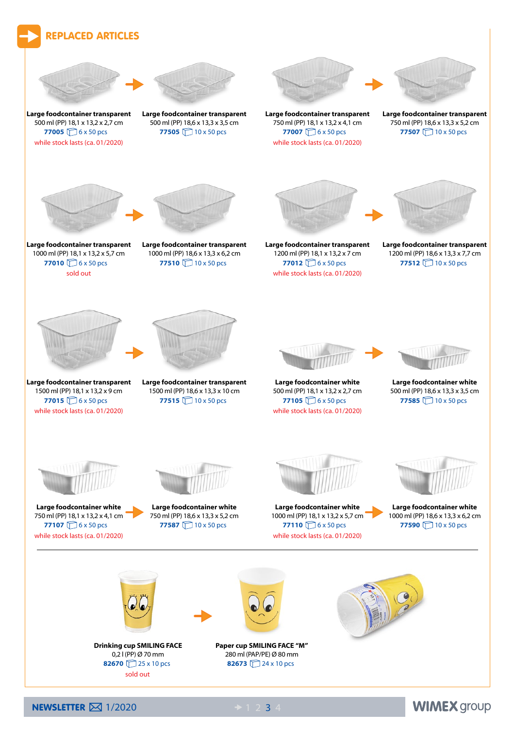# REPLACED ARTICLES

**Large foodcontainer transparent**
500 ml (PP) 18,1 x 13,2 x 2,7 cm
**77005** 6 x 50 pcs
while stock lasts (ca. 01/2020)

→

**Large foodcontainer transparent**
500 ml (PP) 18,6 x 13,3 x 3,5 cm
**77505** 10 x 50 pcs

**Large foodcontainer transparent**
750 ml (PP) 18,1 x 13,2 x 4,1 cm
**77007** 6 x 50 pcs
while stock lasts (ca. 01/2020)

→

**Large foodcontainer transparent**
750 ml (PP) 18,6 x 13,3 x 5,2 cm
**77507** 10 x 50 pcs

**Large foodcontainer transparent**
1000 ml (PP) 18,1 x 13,2 x 5,7 cm
**77010** 6 x 50 pcs
sold out

→

**Large foodcontainer transparent**
1000 ml (PP) 18,6 x 13,3 x 6,2 cm
**77510** 10 x 50 pcs

**Large foodcontainer transparent**
1200 ml (PP) 18,1 x 13,2 x 7 cm
**77012** 6 x 50 pcs
while stock lasts (ca. 01/2020)

→

**Large foodcontainer transparent**
1200 ml (PP) 18,6 x 13,3 x 7,7 cm
**77512** 10 x 50 pcs

**Large foodcontainer transparent**
1500 ml (PP) 18,1 x 13,2 x 9 cm
**77015** 6 x 50 pcs
while stock lasts (ca. 01/2020)

→

**Large foodcontainer transparent**
1500 ml (PP) 18,6 x 13,3 x 10 cm
**77515** 10 x 50 pcs

**Large foodcontainer white**
500 ml (PP) 18,1 x 13,2 x 2,7 cm
**77105** 6 x 50 pcs
while stock lasts (ca. 01/2020)

→

**Large foodcontainer white**
500 ml (PP) 18,6 x 13,3 x 3,5 cm
**77585** 10 x 50 pcs

**Large foodcontainer white**
750 ml (PP) 18,1 x 13,2 x 4,1 cm
**77107** 6 x 50 pcs
while stock lasts (ca. 01/2020)

→

**Large foodcontainer white**
750 ml (PP) 18,6 x 13,3 x 5,2 cm
**77587** 10 x 50 pcs

**Large foodcontainer white**
1000 ml (PP) 18,1 x 13,2 x 5,7 cm
**77110** 6 x 50 pcs
while stock lasts (ca. 01/2020)

→

**Large foodcontainer white**
1000 ml (PP) 18,6 x 13,3 x 6,2 cm
**77590** 10 x 50 pcs

---

**Drinking cup SMILING FACE**
0,2 l (PP) Ø 70 mm
**82670** 25 x 10 pcs
sold out

→

**Paper cup SMILING FACE "M"**
280 ml (PAP/PE) Ø 80 mm
**82673** 24 x 10 pcs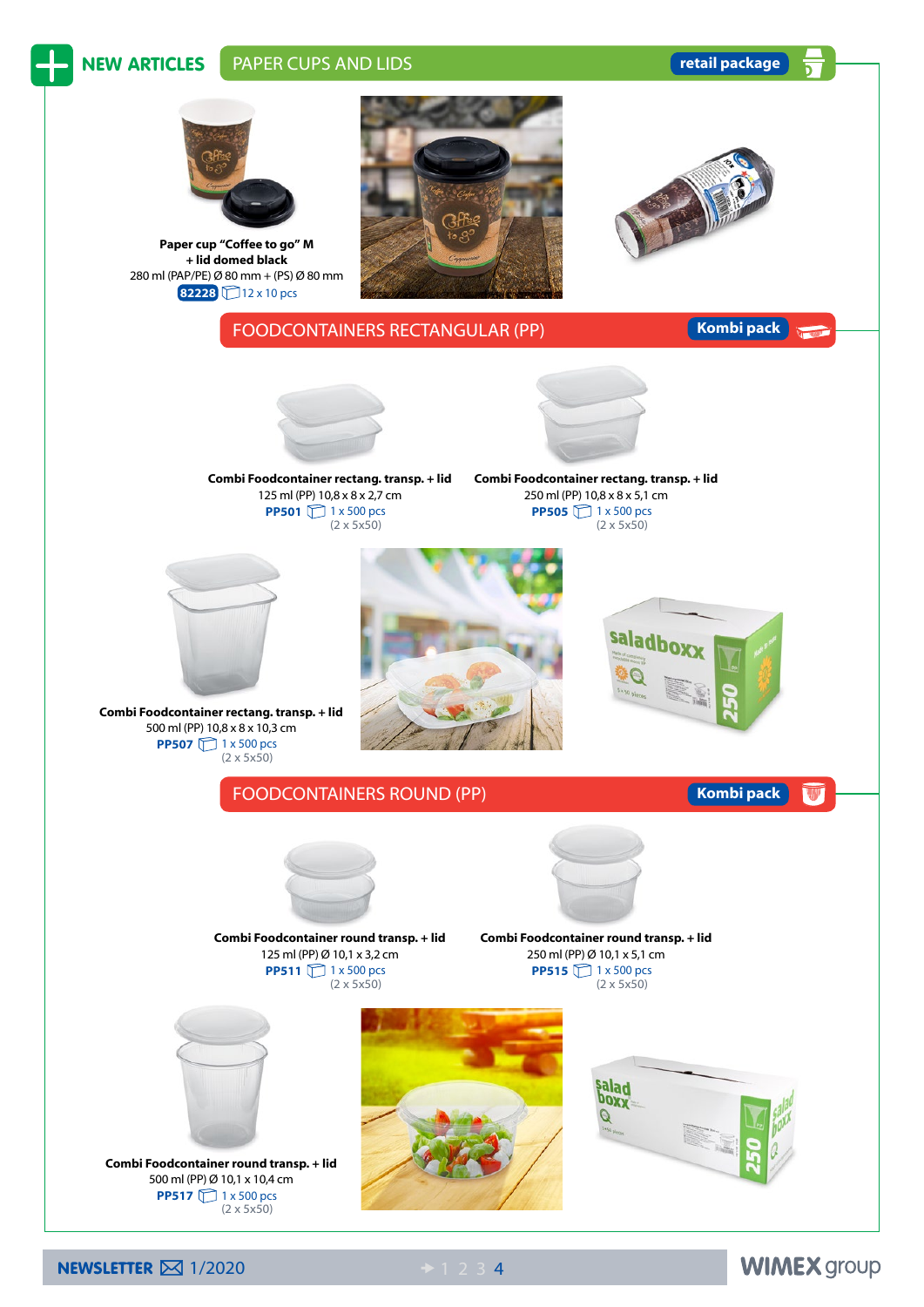**NEW ARTICLES**

## PAPER CUPS AND LIDS

retail package

**Paper cup "Coffee to go" M**
**+ lid domed black**
280 ml (PAP/PE) Ø 80 mm + (PS) Ø 80 mm
**82228** 12 x 10 pcs

## FOODCONTAINERS RECTANGULAR (PP)

Kombi pack

**Combi Foodcontainer rectang. transp. + lid**
125 ml (PP) 10,8 x 8 x 2,7 cm
**PP501** 1 x 500 pcs
(2 x 5x50)

**Combi Foodcontainer rectang. transp. + lid**
250 ml (PP) 10,8 x 8 x 5,1 cm
**PP505** 1 x 500 pcs
(2 x 5x50)

**Combi Foodcontainer rectang. transp. + lid**
500 ml (PP) 10,8 x 8 x 10,3 cm
**PP507** 1 x 500 pcs
(2 x 5x50)

## FOODCONTAINERS ROUND (PP)

Kombi pack

**Combi Foodcontainer round transp. + lid**
125 ml (PP) Ø 10,1 x 3,2 cm
**PP511** 1 x 500 pcs
(2 x 5x50)

**Combi Foodcontainer round transp. + lid**
250 ml (PP) Ø 10,1 x 5,1 cm
**PP515** 1 x 500 pcs
(2 x 5x50)

**Combi Foodcontainer round transp. + lid**
500 ml (PP) Ø 10,1 x 10,4 cm
**PP517** 1 x 500 pcs
(2 x 5x50)